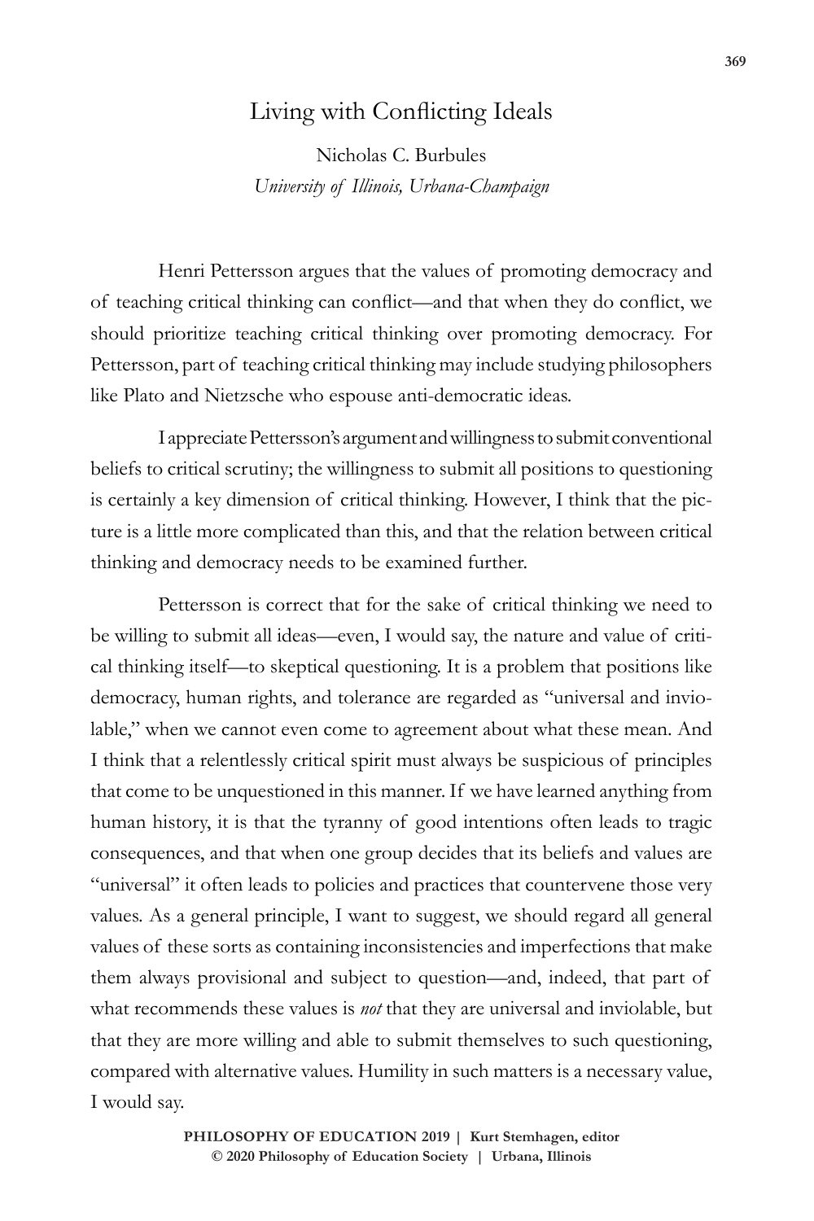# Living with Conflicting Ideals

Nicholas C. Burbules
*University of Illinois, Urbana-Champaign*

Henri Pettersson argues that the values of promoting democracy and of teaching critical thinking can conflict—and that when they do conflict, we should prioritize teaching critical thinking over promoting democracy. For Pettersson, part of teaching critical thinking may include studying philosophers like Plato and Nietzsche who espouse anti-democratic ideas.

I appreciate Pettersson's argument and willingness to submit conventional beliefs to critical scrutiny; the willingness to submit all positions to questioning is certainly a key dimension of critical thinking. However, I think that the picture is a little more complicated than this, and that the relation between critical thinking and democracy needs to be examined further.

Pettersson is correct that for the sake of critical thinking we need to be willing to submit all ideas—even, I would say, the nature and value of critical thinking itself—to skeptical questioning. It is a problem that positions like democracy, human rights, and tolerance are regarded as "universal and inviolable," when we cannot even come to agreement about what these mean. And I think that a relentlessly critical spirit must always be suspicious of principles that come to be unquestioned in this manner. If we have learned anything from human history, it is that the tyranny of good intentions often leads to tragic consequences, and that when one group decides that its beliefs and values are "universal" it often leads to policies and practices that countervene those very values. As a general principle, I want to suggest, we should regard all general values of these sorts as containing inconsistencies and imperfections that make them always provisional and subject to question—and, indeed, that part of what recommends these values is *not* that they are universal and inviolable, but that they are more willing and able to submit themselves to such questioning, compared with alternative values. Humility in such matters is a necessary value, I would say.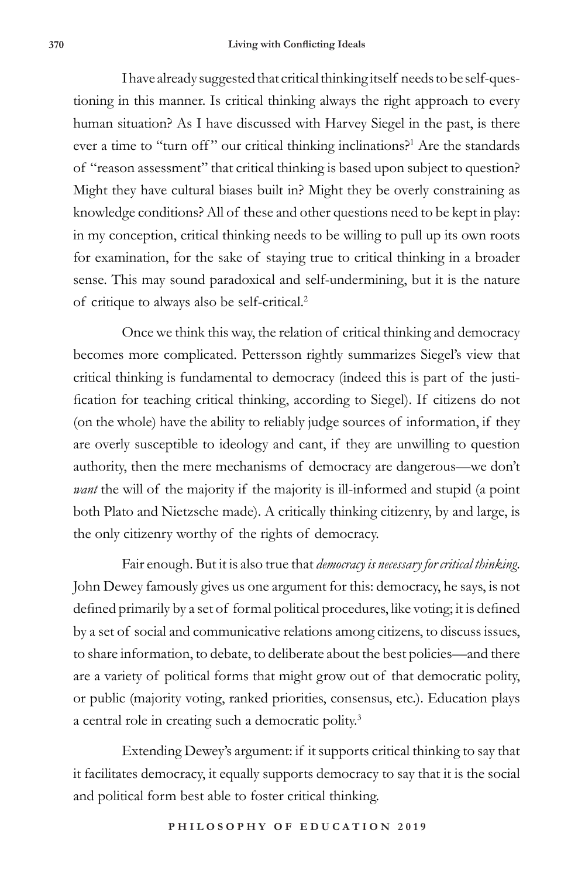I have already suggested that critical thinking itself needs to be self-questioning in this manner. Is critical thinking always the right approach to every human situation? As I have discussed with Harvey Siegel in the past, is there ever a time to "turn off" our critical thinking inclinations?[1] Are the standards of "reason assessment" that critical thinking is based upon subject to question? Might they have cultural biases built in? Might they be overly constraining as knowledge conditions? All of these and other questions need to be kept in play: in my conception, critical thinking needs to be willing to pull up its own roots for examination, for the sake of staying true to critical thinking in a broader sense. This may sound paradoxical and self-undermining, but it is the nature of critique to always also be self-critical.[2]

Once we think this way, the relation of critical thinking and democracy becomes more complicated. Pettersson rightly summarizes Siegel's view that critical thinking is fundamental to democracy (indeed this is part of the justification for teaching critical thinking, according to Siegel). If citizens do not (on the whole) have the ability to reliably judge sources of information, if they are overly susceptible to ideology and cant, if they are unwilling to question authority, then the mere mechanisms of democracy are dangerous—we don't *want* the will of the majority if the majority is ill-informed and stupid (a point both Plato and Nietzsche made). A critically thinking citizenry, by and large, is the only citizenry worthy of the rights of democracy.

Fair enough. But it is also true that *democracy is necessary for critical thinking*. John Dewey famously gives us one argument for this: democracy, he says, is not defined primarily by a set of formal political procedures, like voting; it is defined by a set of social and communicative relations among citizens, to discuss issues, to share information, to debate, to deliberate about the best policies—and there are a variety of political forms that might grow out of that democratic polity, or public (majority voting, ranked priorities, consensus, etc.). Education plays a central role in creating such a democratic polity.[3]

Extending Dewey's argument: if it supports critical thinking to say that it facilitates democracy, it equally supports democracy to say that it is the social and political form best able to foster critical thinking.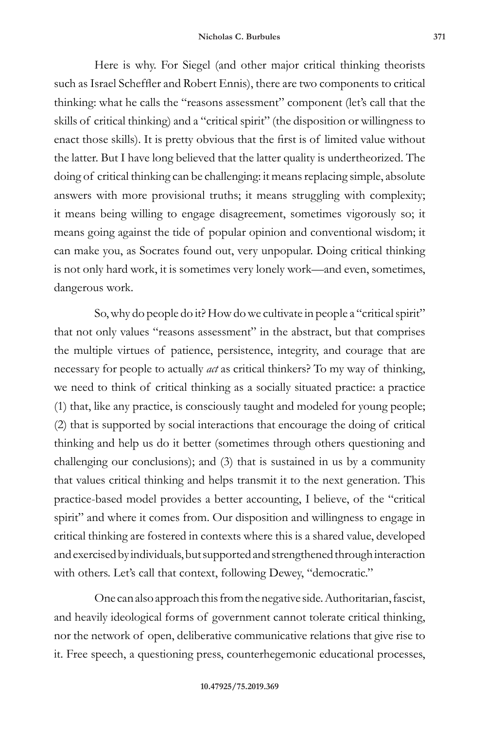Here is why. For Siegel (and other major critical thinking theorists such as Israel Scheffler and Robert Ennis), there are two components to critical thinking: what he calls the "reasons assessment" component (let's call that the skills of critical thinking) and a "critical spirit" (the disposition or willingness to enact those skills). It is pretty obvious that the first is of limited value without the latter. But I have long believed that the latter quality is undertheorized. The doing of critical thinking can be challenging: it means replacing simple, absolute answers with more provisional truths; it means struggling with complexity; it means being willing to engage disagreement, sometimes vigorously so; it means going against the tide of popular opinion and conventional wisdom; it can make you, as Socrates found out, very unpopular. Doing critical thinking is not only hard work, it is sometimes very lonely work—and even, sometimes, dangerous work.

So, why do people do it? How do we cultivate in people a "critical spirit" that not only values "reasons assessment" in the abstract, but that comprises the multiple virtues of patience, persistence, integrity, and courage that are necessary for people to actually *act* as critical thinkers? To my way of thinking, we need to think of critical thinking as a socially situated practice: a practice (1) that, like any practice, is consciously taught and modeled for young people; (2) that is supported by social interactions that encourage the doing of critical thinking and help us do it better (sometimes through others questioning and challenging our conclusions); and (3) that is sustained in us by a community that values critical thinking and helps transmit it to the next generation. This practice-based model provides a better accounting, I believe, of the "critical spirit" and where it comes from. Our disposition and willingness to engage in critical thinking are fostered in contexts where this is a shared value, developed and exercised by individuals, but supported and strengthened through interaction with others. Let's call that context, following Dewey, "democratic."

One can also approach this from the negative side. Authoritarian, fascist, and heavily ideological forms of government cannot tolerate critical thinking, nor the network of open, deliberative communicative relations that give rise to it. Free speech, a questioning press, counterhegemonic educational processes,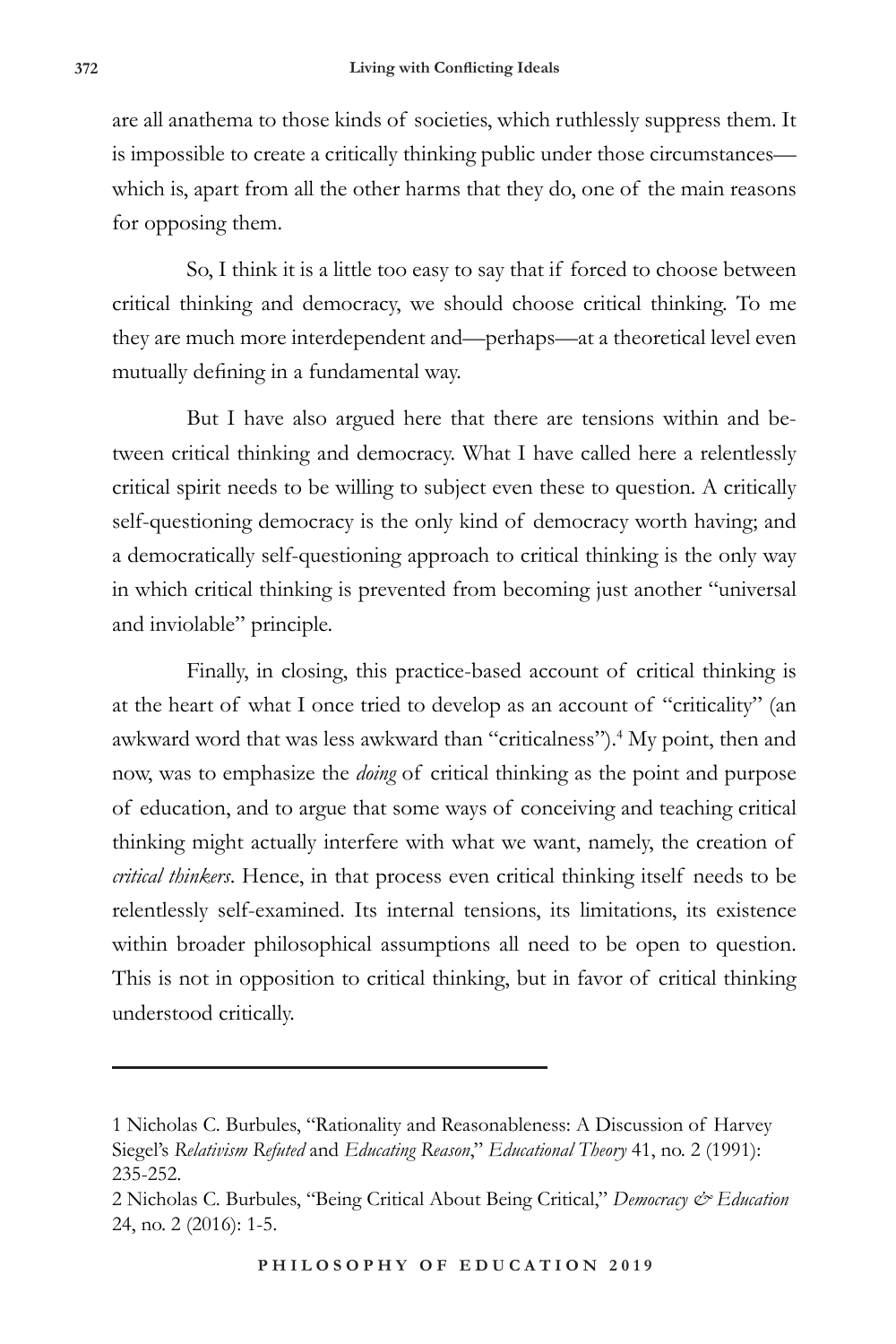are all anathema to those kinds of societies, which ruthlessly suppress them. It is impossible to create a critically thinking public under those circumstances—which is, apart from all the other harms that they do, one of the main reasons for opposing them.

So, I think it is a little too easy to say that if forced to choose between critical thinking and democracy, we should choose critical thinking. To me they are much more interdependent and—perhaps—at a theoretical level even mutually defining in a fundamental way.

But I have also argued here that there are tensions within and between critical thinking and democracy. What I have called here a relentlessly critical spirit needs to be willing to subject even these to question. A critically self-questioning democracy is the only kind of democracy worth having; and a democratically self-questioning approach to critical thinking is the only way in which critical thinking is prevented from becoming just another "universal and inviolable" principle.

Finally, in closing, this practice-based account of critical thinking is at the heart of what I once tried to develop as an account of "criticality" (an awkward word that was less awkward than "criticalness").[4] My point, then and now, was to emphasize the *doing* of critical thinking as the point and purpose of education, and to argue that some ways of conceiving and teaching critical thinking might actually interfere with what we want, namely, the creation of *critical thinkers*. Hence, in that process even critical thinking itself needs to be relentlessly self-examined. Its internal tensions, its limitations, its existence within broader philosophical assumptions all need to be open to question. This is not in opposition to critical thinking, but in favor of critical thinking understood critically.

---

1 Nicholas C. Burbules, "Rationality and Reasonableness: A Discussion of Harvey Siegel's *Relativism Refuted* and *Educating Reason*," *Educational Theory* 41, no. 2 (1991): 235-252.

2 Nicholas C. Burbules, "Being Critical About Being Critical," *Democracy & Education* 24, no. 2 (2016): 1-5.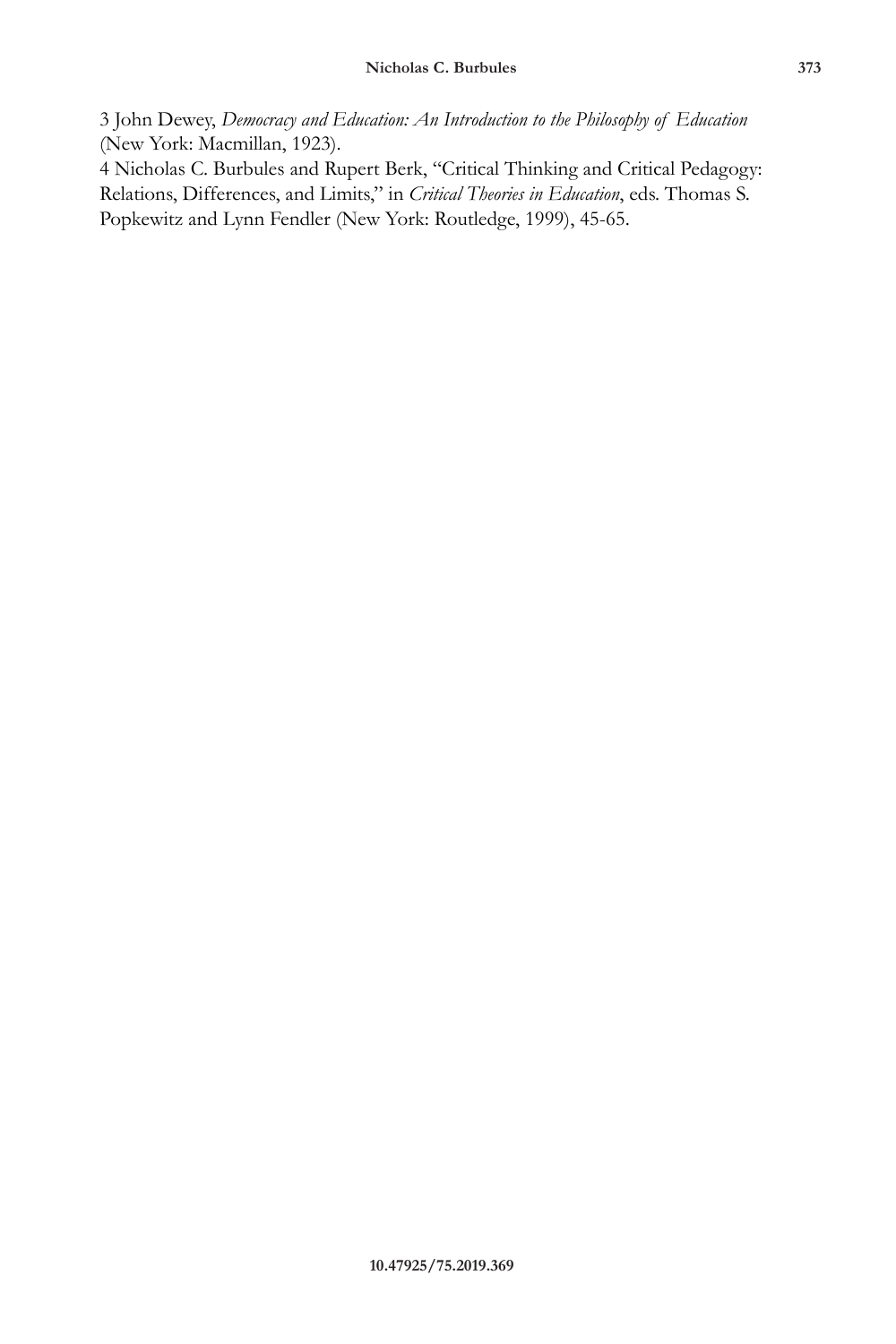3 John Dewey, *Democracy and Education: An Introduction to the Philosophy of Education* (New York: Macmillan, 1923).

4 Nicholas C. Burbules and Rupert Berk, "Critical Thinking and Critical Pedagogy: Relations, Differences, and Limits," in *Critical Theories in Education*, eds. Thomas S. Popkewitz and Lynn Fendler (New York: Routledge, 1999), 45-65.